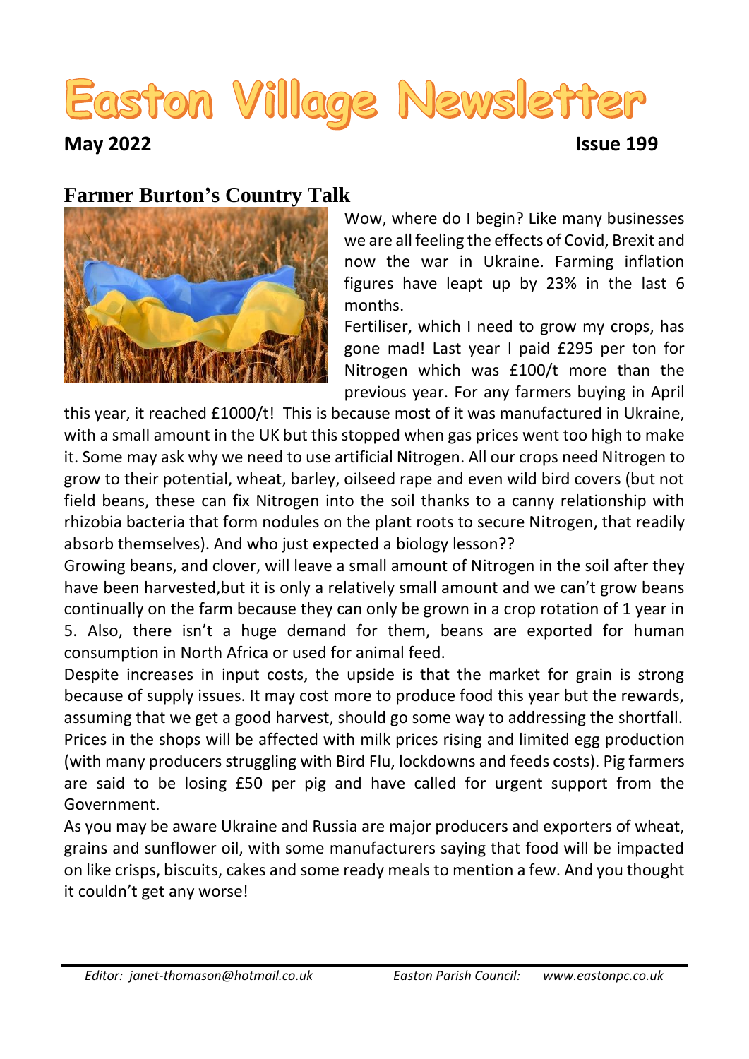# Easton Village Newsletter

**May 2022** **Issue 199**

## Farmer Burton's Country Talk

Wow, where do I begin? Like many businesses we are all feeling the effects of Covid, Brexit and now the war in Ukraine. Farming inflation figures have leapt up by 23% in the last 6 months.

Fertiliser, which I need to grow my crops, has gone mad! Last year I paid £295 per ton for Nitrogen which was £100/t more than the previous year. For any farmers buying in April this year, it reached £1000/t! This is because most of it was manufactured in Ukraine, with a small amount in the UK but this stopped when gas prices went too high to make it. Some may ask why we need to use artificial Nitrogen. All our crops need Nitrogen to grow to their potential, wheat, barley, oilseed rape and even wild bird covers (but not field beans, these can fix Nitrogen into the soil thanks to a canny relationship with rhizobia bacteria that form nodules on the plant roots to secure Nitrogen, that readily absorb themselves). And who just expected a biology lesson??

Growing beans, and clover, will leave a small amount of Nitrogen in the soil after they have been harvested,but it is only a relatively small amount and we can't grow beans continually on the farm because they can only be grown in a crop rotation of 1 year in 5. Also, there isn't a huge demand for them, beans are exported for human consumption in North Africa or used for animal feed.

Despite increases in input costs, the upside is that the market for grain is strong because of supply issues. It may cost more to produce food this year but the rewards, assuming that we get a good harvest, should go some way to addressing the shortfall. Prices in the shops will be affected with milk prices rising and limited egg production (with many producers struggling with Bird Flu, lockdowns and feeds costs). Pig farmers are said to be losing £50 per pig and have called for urgent support from the Government.

As you may be aware Ukraine and Russia are major producers and exporters of wheat, grains and sunflower oil, with some manufacturers saying that food will be impacted on like crisps, biscuits, cakes and some ready meals to mention a few. And you thought it couldn't get any worse!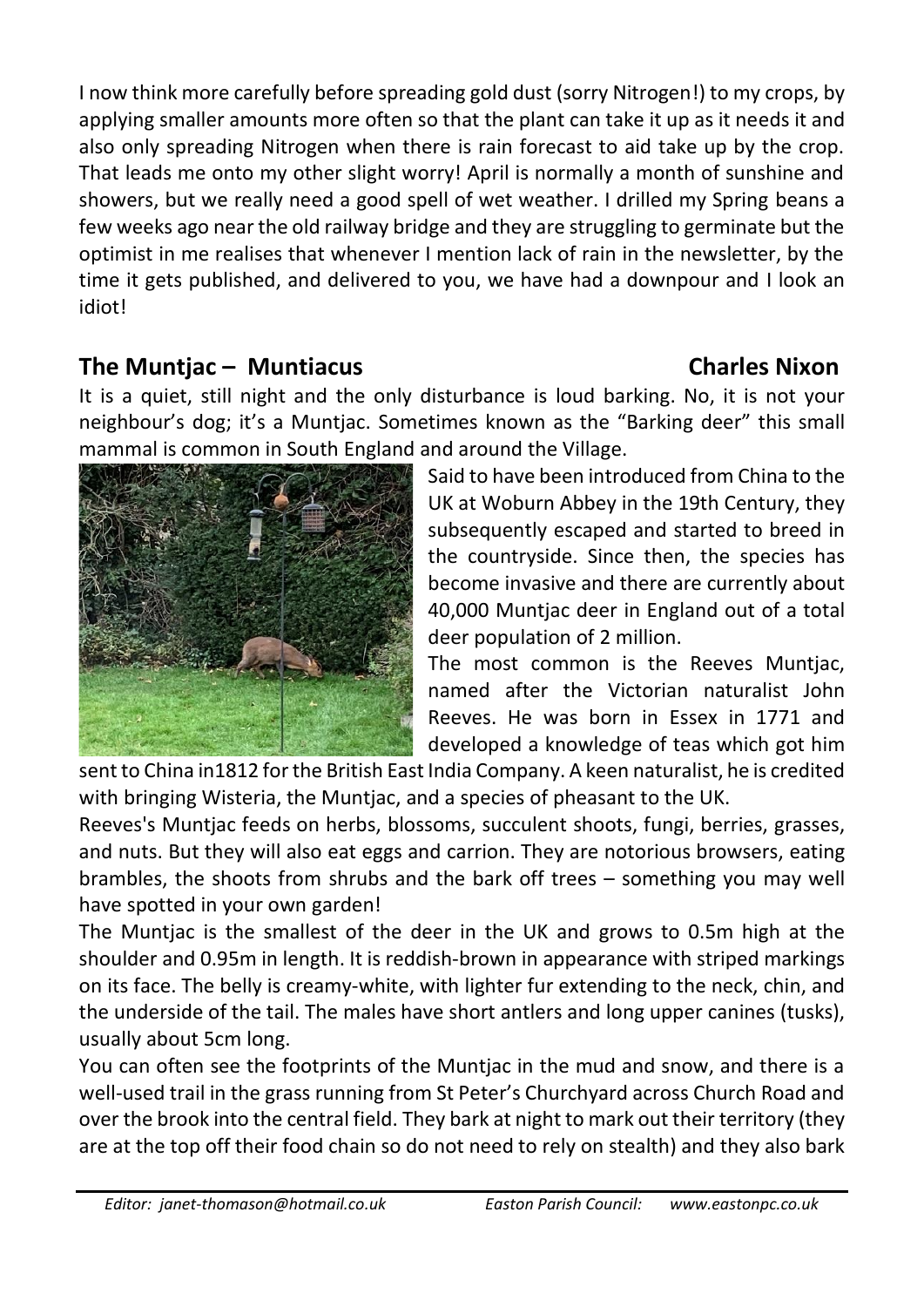I now think more carefully before spreading gold dust (sorry Nitrogen!) to my crops, by applying smaller amounts more often so that the plant can take it up as it needs it and also only spreading Nitrogen when there is rain forecast to aid take up by the crop. That leads me onto my other slight worry! April is normally a month of sunshine and showers, but we really need a good spell of wet weather. I drilled my Spring beans a few weeks ago near the old railway bridge and they are struggling to germinate but the optimist in me realises that whenever I mention lack of rain in the newsletter, by the time it gets published, and delivered to you, we have had a downpour and I look an idiot!

## The Muntjac – Muntiacus — Charles Nixon

It is a quiet, still night and the only disturbance is loud barking. No, it is not your neighbour's dog; it's a Muntjac. Sometimes known as the "Barking deer" this small mammal is common in South England and around the Village.

Said to have been introduced from China to the UK at Woburn Abbey in the 19th Century, they subsequently escaped and started to breed in the countryside. Since then, the species has become invasive and there are currently about 40,000 Muntjac deer in England out of a total deer population of 2 million.

The most common is the Reeves Muntjac, named after the Victorian naturalist John Reeves. He was born in Essex in 1771 and developed a knowledge of teas which got him sent to China in1812 for the British East India Company. A keen naturalist, he is credited with bringing Wisteria, the Muntjac, and a species of pheasant to the UK.

Reeves's Muntjac feeds on herbs, blossoms, succulent shoots, fungi, berries, grasses, and nuts. But they will also eat eggs and carrion. They are notorious browsers, eating brambles, the shoots from shrubs and the bark off trees – something you may well have spotted in your own garden!

The Muntjac is the smallest of the deer in the UK and grows to 0.5m high at the shoulder and 0.95m in length. It is reddish-brown in appearance with striped markings on its face. The belly is creamy-white, with lighter fur extending to the neck, chin, and the underside of the tail. The males have short antlers and long upper canines (tusks), usually about 5cm long.

You can often see the footprints of the Muntjac in the mud and snow, and there is a well-used trail in the grass running from St Peter's Churchyard across Church Road and over the brook into the central field. They bark at night to mark out their territory (they are at the top off their food chain so do not need to rely on stealth) and they also bark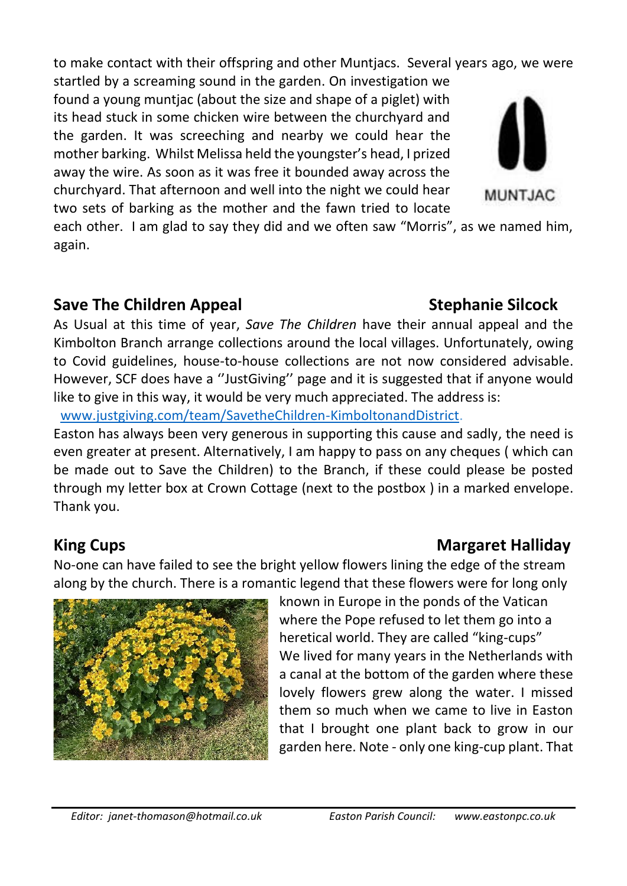to make contact with their offspring and other Muntjacs. Several years ago, we were startled by a screaming sound in the garden. On investigation we found a young muntjac (about the size and shape of a piglet) with its head stuck in some chicken wire between the churchyard and the garden. It was screeching and nearby we could hear the mother barking. Whilst Melissa held the youngster's head, I prized away the wire. As soon as it was free it bounded away across the churchyard. That afternoon and well into the night we could hear two sets of barking as the mother and the fawn tried to locate each other. I am glad to say they did and we often saw "Morris", as we named him, again.

MUNTJAC

## Save The Children Appeal — Stephanie Silcock

As Usual at this time of year, *Save The Children* have their annual appeal and the Kimbolton Branch arrange collections around the local villages. Unfortunately, owing to Covid guidelines, house-to-house collections are not now considered advisable. However, SCF does have a ''JustGiving'' page and it is suggested that if anyone would like to give in this way, it would be very much appreciated. The address is:

www.justgiving.com/team/SavetheChildren-KimboltonandDistrict.

Easton has always been very generous in supporting this cause and sadly, the need is even greater at present. Alternatively, I am happy to pass on any cheques ( which can be made out to Save the Children) to the Branch, if these could please be posted through my letter box at Crown Cottage (next to the postbox ) in a marked envelope. Thank you.

## King Cups — Margaret Halliday

No-one can have failed to see the bright yellow flowers lining the edge of the stream along by the church. There is a romantic legend that these flowers were for long only known in Europe in the ponds of the Vatican where the Pope refused to let them go into a heretical world. They are called "king-cups"

We lived for many years in the Netherlands with a canal at the bottom of the garden where these lovely flowers grew along the water. I missed them so much when we came to live in Easton that I brought one plant back to grow in our garden here. Note - only one king-cup plant. That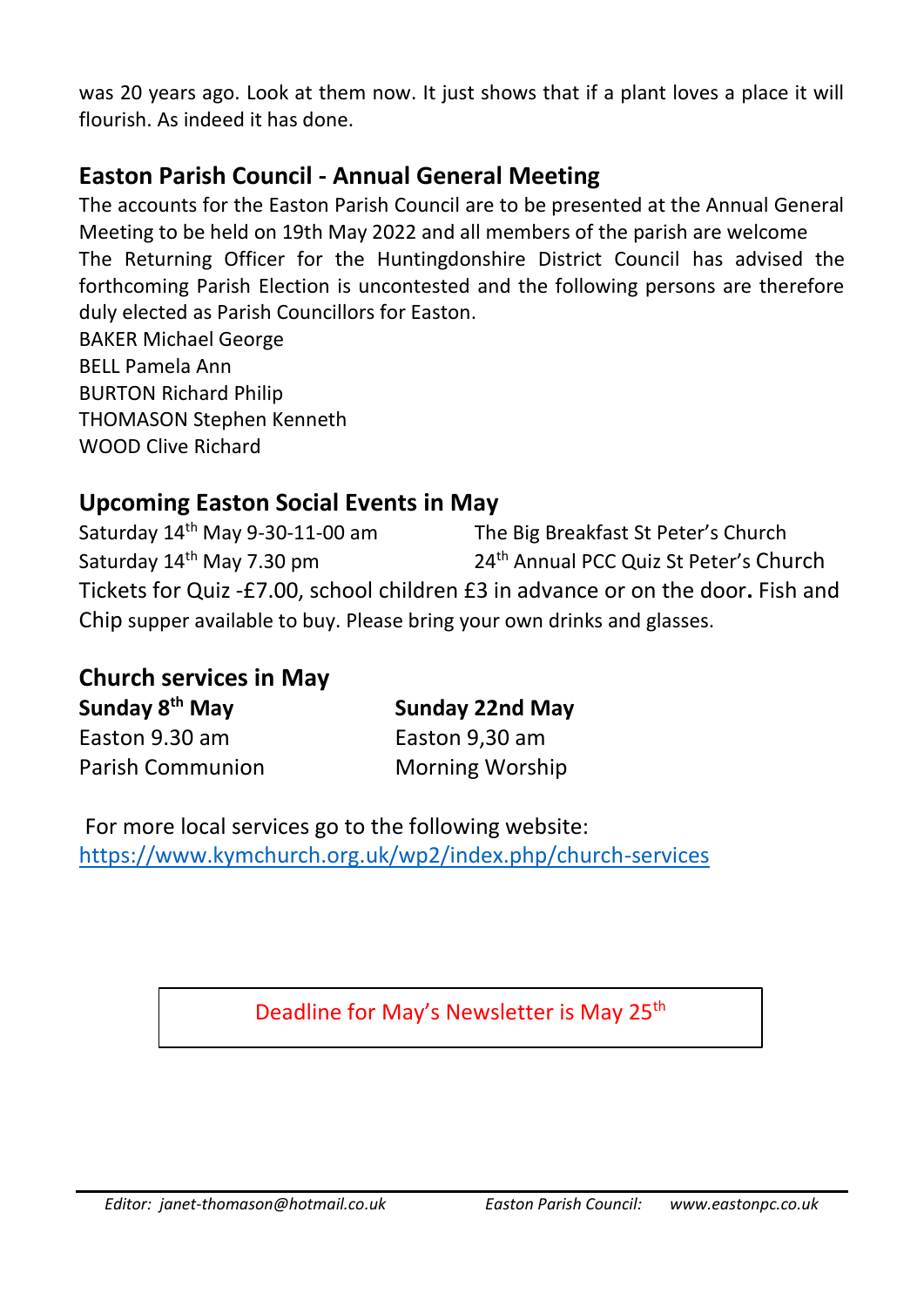was 20 years ago. Look at them now. It just shows that if a plant loves a place it will flourish. As indeed it has done.

## Easton Parish Council - Annual General Meeting

The accounts for the Easton Parish Council are to be presented at the Annual General Meeting to be held on 19th May 2022 and all members of the parish are welcome

The Returning Officer for the Huntingdonshire District Council has advised the forthcoming Parish Election is uncontested and the following persons are therefore duly elected as Parish Councillors for Easton.

BAKER Michael George
BELL Pamela Ann
BURTON Richard Philip
THOMASON Stephen Kenneth
WOOD Clive Richard

## Upcoming Easton Social Events in May

| | |
|---|---|
| Saturday 14th May 9-30-11-00 am | The Big Breakfast St Peter's Church |
| Saturday 14th May 7.30 pm | 24th Annual PCC Quiz St Peter's Church |

Tickets for Quiz -£7.00, school children £3 in advance or on the door. Fish and Chip supper available to buy. Please bring your own drinks and glasses.

## Church services in May

| **Sunday 8th May** | **Sunday 22nd May** |
|---|---|
| Easton 9.30 am | Easton 9,30 am |
| Parish Communion | Morning Worship |

For more local services go to the following website: https://www.kymchurch.org.uk/wp2/index.php/church-services

Deadline for May's Newsletter is May 25th

*Editor: janet-thomason@hotmail.co.uk* *Easton Parish Council: www.eastonpc.co.uk*